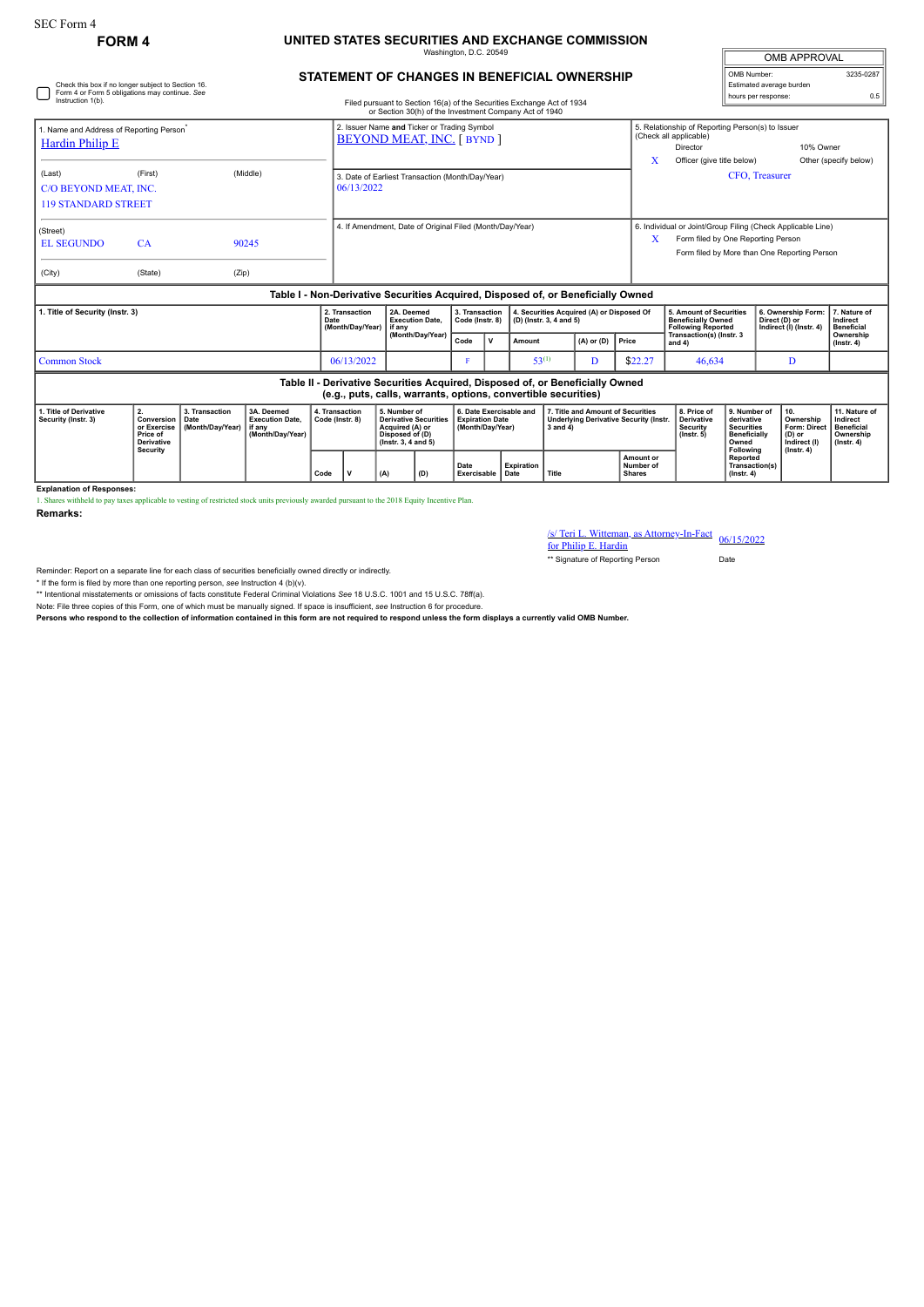SEC Form 4

**FORM 4**

# UNITED STATES SECURITIES AND EXCHANGE COMMISSION

Washington, D.C. 20549

## STATEMENT OF CHANGES IN BENEFICIAL OWNERSHIP

Filed pursuant to Section 16(a) of the Securities Exchange Act of 1934 or Section 30(h) of the Investment Company Act of 1940

| OMB APPROVAL | |
|---|---|
| OMB Number: | 3235-0287 |
| Estimated average burden | |
| hours per response: | 0.5 |

☐ Check this box if no longer subject to Section 16. Form 4 or Form 5 obligations may continue. *See* Instruction 1(b).

1. Name and Address of Reporting Person*
Hardin Philip E

(Last) (First) (Middle)
C/O BEYOND MEAT, INC.
119 STANDARD STREET

(Street)
EL SEGUNDO CA 90245

(City) (State) (Zip)

2. Issuer Name **and** Ticker or Trading Symbol
BEYOND MEAT, INC. [ BYND ]

3. Date of Earliest Transaction (Month/Day/Year)
06/13/2022

4. If Amendment, Date of Original Filed (Month/Day/Year)

5. Relationship of Reporting Person(s) to Issuer (Check all applicable)
Director
10% Owner
X Officer (give title below)
Other (specify below)
CFO, Treasurer

6. Individual or Joint/Group Filing (Check Applicable Line)
X Form filed by One Reporting Person
Form filed by More than One Reporting Person

### Table I - Non-Derivative Securities Acquired, Disposed of, or Beneficially Owned

| 1. Title of Security (Instr. 3) | 2. Transaction Date (Month/Day/Year) | 2A. Deemed Execution Date, if any (Month/Day/Year) | 3. Transaction Code (Instr. 8) | | 4. Securities Acquired (A) or Disposed Of (D) (Instr. 3, 4 and 5) | | | 5. Amount of Securities Beneficially Owned Following Reported Transaction(s) (Instr. 3 and 4) | 6. Ownership Form: Direct (D) or Indirect (I) (Instr. 4) | 7. Nature of Indirect Beneficial Ownership (Instr. 4) |
|---|---|---|---|---|---|---|---|---|---|---|
| | | | Code | V | Amount | (A) or (D) | Price | | | |
| Common Stock | 06/13/2022 | | F | | 53[1] | D | $22.27 | 46,634 | D | |

### Table II - Derivative Securities Acquired, Disposed of, or Beneficially Owned (e.g., puts, calls, warrants, options, convertible securities)

| 1. Title of Derivative Security (Instr. 3) | 2. Conversion or Exercise Price of Derivative Security | 3. Transaction Date (Month/Day/Year) | 3A. Deemed Execution Date, if any (Month/Day/Year) | 4. Transaction Code (Instr. 8) | | 5. Number of Derivative Securities Acquired (A) or Disposed of (D) (Instr. 3, 4 and 5) | | 6. Date Exercisable and Expiration Date (Month/Day/Year) | | 7. Title and Amount of Securities Underlying Derivative Security (Instr. 3 and 4) | | 8. Price of Derivative Security (Instr. 5) | 9. Number of derivative Securities Beneficially Owned Following Reported Transaction(s) (Instr. 4) | 10. Ownership Form: Direct (D) or Indirect (I) (Instr. 4) | 11. Nature of Indirect Beneficial Ownership (Instr. 4) |
|---|---|---|---|---|---|---|---|---|---|---|---|---|---|---|---|
| | | | | Code | V | (A) | (D) | Date Exercisable | Expiration Date | Title | Amount or Number of Shares | | | | |

**Explanation of Responses:**

1. Shares withheld to pay taxes applicable to vesting of restricted stock units previously awarded pursuant to the 2018 Equity Incentive Plan.

**Remarks:**

/s/ Teri L. Witteman, as Attorney-In-Fact for Philip E. Hardin 06/15/2022

** Signature of Reporting Person Date

Reminder: Report on a separate line for each class of securities beneficially owned directly or indirectly.

* If the form is filed by more than one reporting person, *see* Instruction 4 (b)(v).

** Intentional misstatements or omissions of facts constitute Federal Criminal Violations *See* 18 U.S.C. 1001 and 15 U.S.C. 78ff(a).

Note: File three copies of this Form, one of which must be manually signed. If space is insufficient, *see* Instruction 6 for procedure.

**Persons who respond to the collection of information contained in this form are not required to respond unless the form displays a currently valid OMB Number.**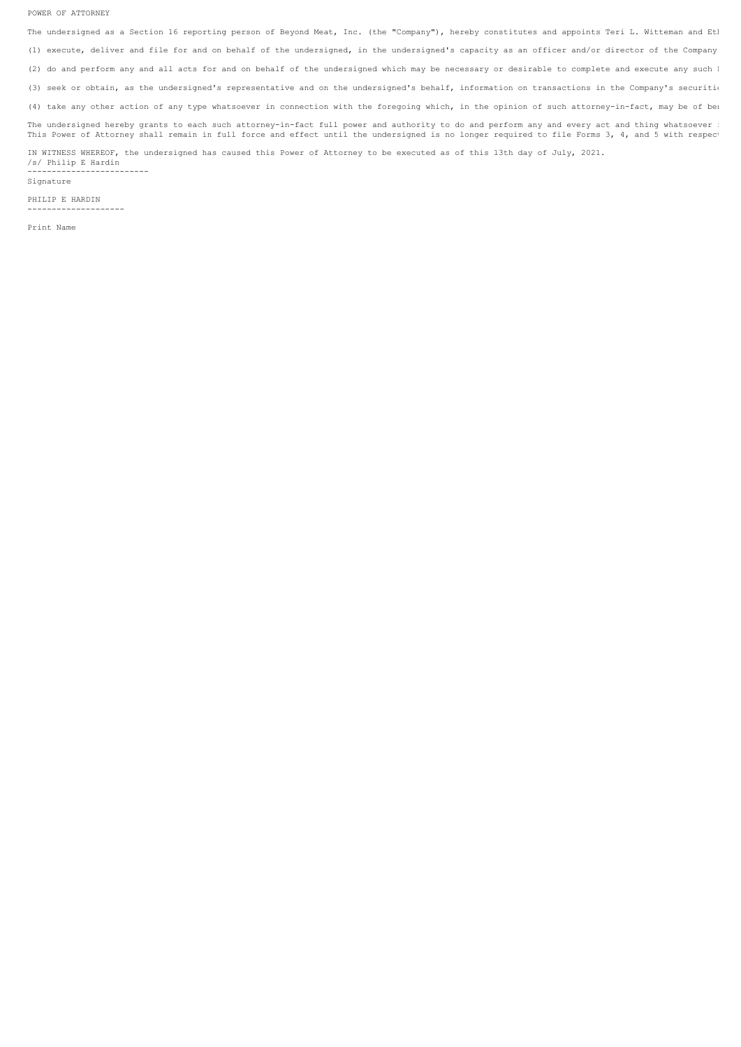POWER OF ATTORNEY

The undersigned as a Section 16 reporting person of Beyond Meat, Inc. (the "Company"), hereby constitutes and appoints Teri L. Witteman and Etl

(1) execute, deliver and file for and on behalf of the undersigned, in the undersigned's capacity as an officer and/or director of the Company

(2) do and perform any and all acts for and on behalf of the undersigned which may be necessary or desirable to complete and execute any such l

(3) seek or obtain, as the undersigned's representative and on the undersigned's behalf, information on transactions in the Company's securiti

(4) take any other action of any type whatsoever in connection with the foregoing which, in the opinion of such attorney-in-fact, may be of be

The undersigned hereby grants to each such attorney-in-fact full power and authority to do and perform any and every act and thing whatsoever
This Power of Attorney shall remain in full force and effect until the undersigned is no longer required to file Forms 3, 4, and 5 with respect

IN WITNESS WHEREOF, the undersigned has caused this Power of Attorney to be executed as of this 13th day of July, 2021.

/s/ Philip E Hardin
-------------------------
Signature

PHILIP E HARDIN
--------------------

Print Name